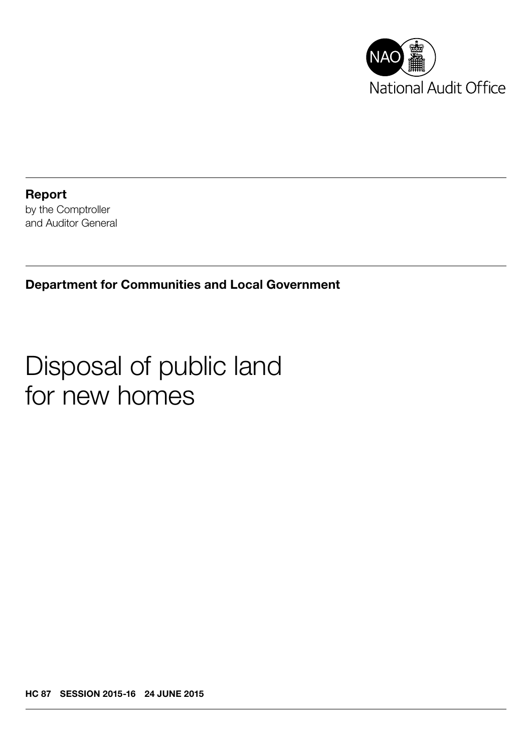NAO National Audit Office

**Report**
by the Comptroller
and Auditor General

**Department for Communities and Local Government**

# Disposal of public land for new homes

**HC 87 SESSION 2015-16 24 JUNE 2015**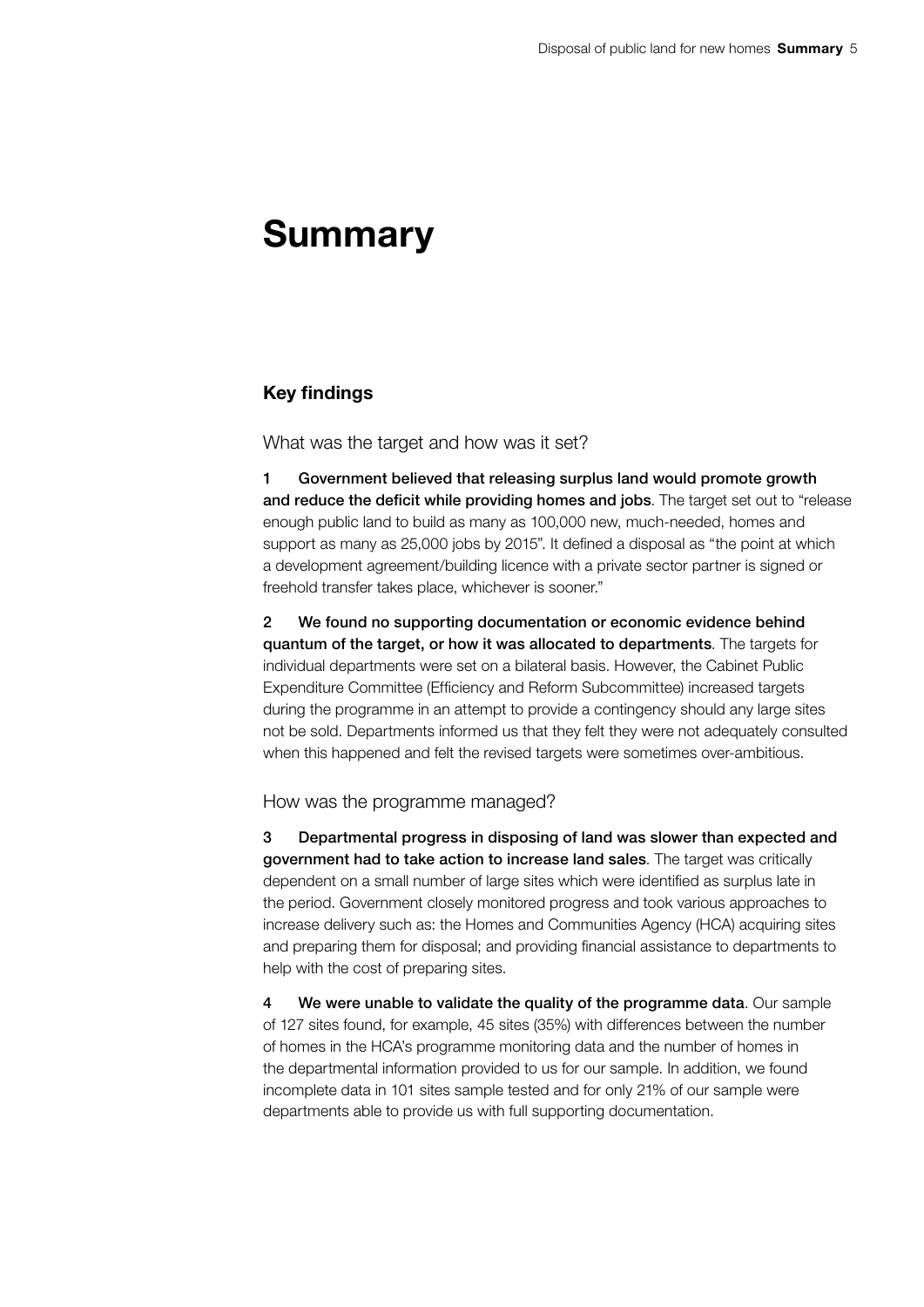# Summary

## Key findings

### What was the target and how was it set?

1 **Government believed that releasing surplus land would promote growth and reduce the deficit while providing homes and jobs**. The target set out to "release enough public land to build as many as 100,000 new, much-needed, homes and support as many as 25,000 jobs by 2015". It defined a disposal as "the point at which a development agreement/building licence with a private sector partner is signed or freehold transfer takes place, whichever is sooner."

2 **We found no supporting documentation or economic evidence behind quantum of the target, or how it was allocated to departments**. The targets for individual departments were set on a bilateral basis. However, the Cabinet Public Expenditure Committee (Efficiency and Reform Subcommittee) increased targets during the programme in an attempt to provide a contingency should any large sites not be sold. Departments informed us that they felt they were not adequately consulted when this happened and felt the revised targets were sometimes over-ambitious.

### How was the programme managed?

3 **Departmental progress in disposing of land was slower than expected and government had to take action to increase land sales**. The target was critically dependent on a small number of large sites which were identified as surplus late in the period. Government closely monitored progress and took various approaches to increase delivery such as: the Homes and Communities Agency (HCA) acquiring sites and preparing them for disposal; and providing financial assistance to departments to help with the cost of preparing sites.

4 **We were unable to validate the quality of the programme data**. Our sample of 127 sites found, for example, 45 sites (35%) with differences between the number of homes in the HCA's programme monitoring data and the number of homes in the departmental information provided to us for our sample. In addition, we found incomplete data in 101 sites sample tested and for only 21% of our sample were departments able to provide us with full supporting documentation.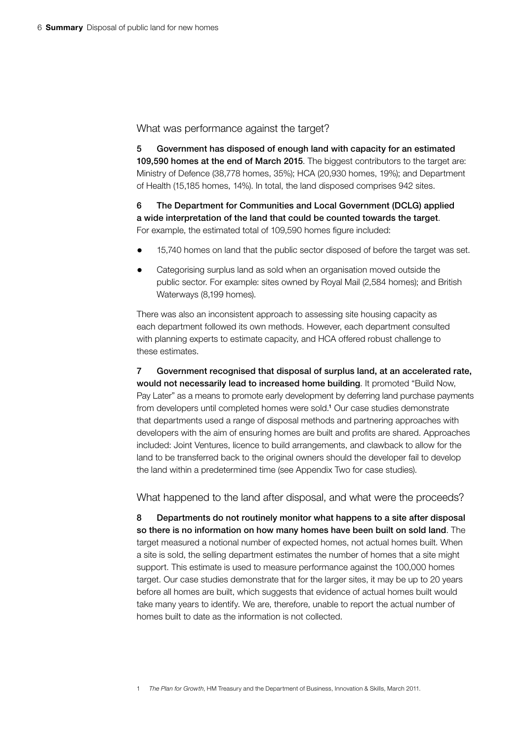## What was performance against the target?

**5 Government has disposed of enough land with capacity for an estimated 109,590 homes at the end of March 2015**. The biggest contributors to the target are: Ministry of Defence (38,778 homes, 35%); HCA (20,930 homes, 19%); and Department of Health (15,185 homes, 14%). In total, the land disposed comprises 942 sites.

**6 The Department for Communities and Local Government (DCLG) applied a wide interpretation of the land that could be counted towards the target**. For example, the estimated total of 109,590 homes figure included:

- 15,740 homes on land that the public sector disposed of before the target was set.
- Categorising surplus land as sold when an organisation moved outside the public sector. For example: sites owned by Royal Mail (2,584 homes); and British Waterways (8,199 homes).

There was also an inconsistent approach to assessing site housing capacity as each department followed its own methods. However, each department consulted with planning experts to estimate capacity, and HCA offered robust challenge to these estimates.

**7 Government recognised that disposal of surplus land, at an accelerated rate, would not necessarily lead to increased home building**. It promoted "Build Now, Pay Later" as a means to promote early development by deferring land purchase payments from developers until completed homes were sold.[1] Our case studies demonstrate that departments used a range of disposal methods and partnering approaches with developers with the aim of ensuring homes are built and profits are shared. Approaches included: Joint Ventures, licence to build arrangements, and clawback to allow for the land to be transferred back to the original owners should the developer fail to develop the land within a predetermined time (see Appendix Two for case studies).

## What happened to the land after disposal, and what were the proceeds?

**8 Departments do not routinely monitor what happens to a site after disposal so there is no information on how many homes have been built on sold land**. The target measured a notional number of expected homes, not actual homes built. When a site is sold, the selling department estimates the number of homes that a site might support. This estimate is used to measure performance against the 100,000 homes target. Our case studies demonstrate that for the larger sites, it may be up to 20 years before all homes are built, which suggests that evidence of actual homes built would take many years to identify. We are, therefore, unable to report the actual number of homes built to date as the information is not collected.

1 *The Plan for Growth*, HM Treasury and the Department of Business, Innovation & Skills, March 2011.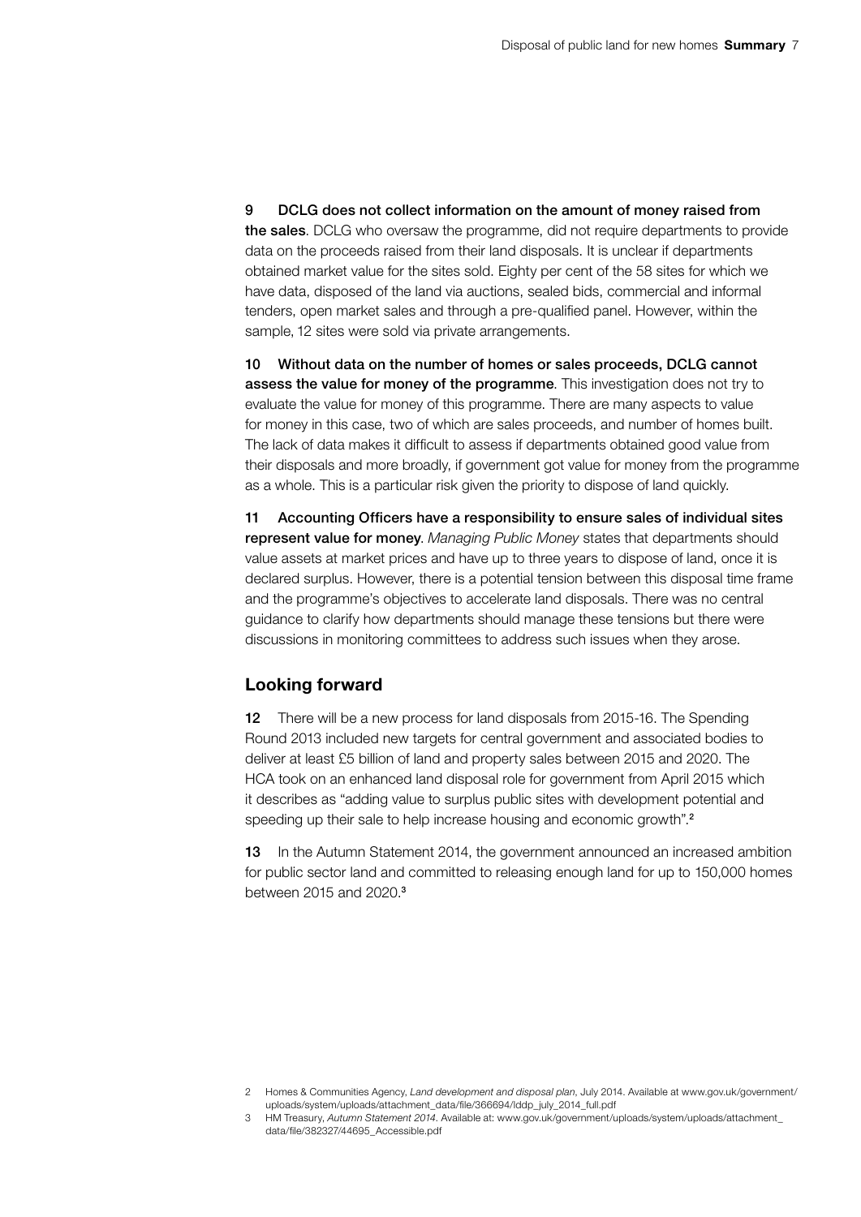**9 DCLG does not collect information on the amount of money raised from the sales**. DCLG who oversaw the programme, did not require departments to provide data on the proceeds raised from their land disposals. It is unclear if departments obtained market value for the sites sold. Eighty per cent of the 58 sites for which we have data, disposed of the land via auctions, sealed bids, commercial and informal tenders, open market sales and through a pre-qualified panel. However, within the sample, 12 sites were sold via private arrangements.

**10 Without data on the number of homes or sales proceeds, DCLG cannot assess the value for money of the programme**. This investigation does not try to evaluate the value for money of this programme. There are many aspects to value for money in this case, two of which are sales proceeds, and number of homes built. The lack of data makes it difficult to assess if departments obtained good value from their disposals and more broadly, if government got value for money from the programme as a whole. This is a particular risk given the priority to dispose of land quickly.

**11 Accounting Officers have a responsibility to ensure sales of individual sites represent value for money**. *Managing Public Money* states that departments should value assets at market prices and have up to three years to dispose of land, once it is declared surplus. However, there is a potential tension between this disposal time frame and the programme's objectives to accelerate land disposals. There was no central guidance to clarify how departments should manage these tensions but there were discussions in monitoring committees to address such issues when they arose.

## Looking forward

**12** There will be a new process for land disposals from 2015-16. The Spending Round 2013 included new targets for central government and associated bodies to deliver at least £5 billion of land and property sales between 2015 and 2020. The HCA took on an enhanced land disposal role for government from April 2015 which it describes as "adding value to surplus public sites with development potential and speeding up their sale to help increase housing and economic growth".[2]

**13** In the Autumn Statement 2014, the government announced an increased ambition for public sector land and committed to releasing enough land for up to 150,000 homes between 2015 and 2020.[3]

2 Homes & Communities Agency, *Land development and disposal plan*, July 2014. Available at www.gov.uk/government/uploads/system/uploads/attachment_data/file/366694/lddp_july_2014_full.pdf

3 HM Treasury, *Autumn Statement 2014*. Available at: www.gov.uk/government/uploads/system/uploads/attachment_data/file/382327/44695_Accessible.pdf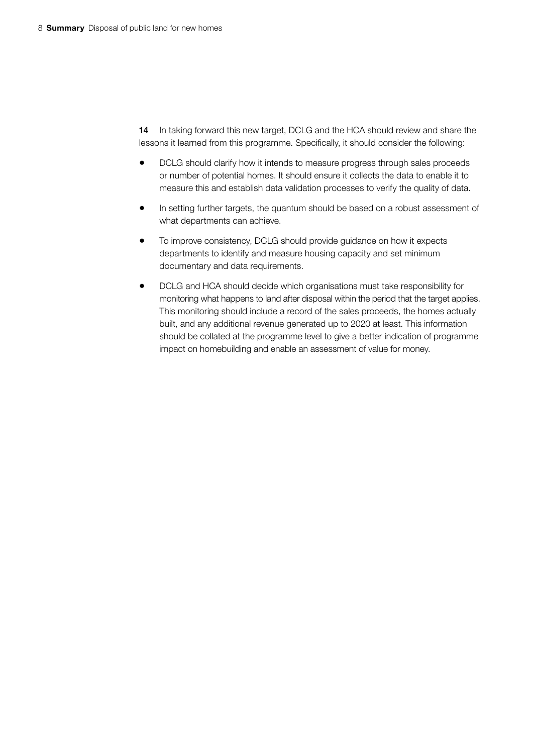**14** In taking forward this new target, DCLG and the HCA should review and share the lessons it learned from this programme. Specifically, it should consider the following:

- DCLG should clarify how it intends to measure progress through sales proceeds or number of potential homes. It should ensure it collects the data to enable it to measure this and establish data validation processes to verify the quality of data.
- In setting further targets, the quantum should be based on a robust assessment of what departments can achieve.
- To improve consistency, DCLG should provide guidance on how it expects departments to identify and measure housing capacity and set minimum documentary and data requirements.
- DCLG and HCA should decide which organisations must take responsibility for monitoring what happens to land after disposal within the period that the target applies. This monitoring should include a record of the sales proceeds, the homes actually built, and any additional revenue generated up to 2020 at least. This information should be collated at the programme level to give a better indication of programme impact on homebuilding and enable an assessment of value for money.